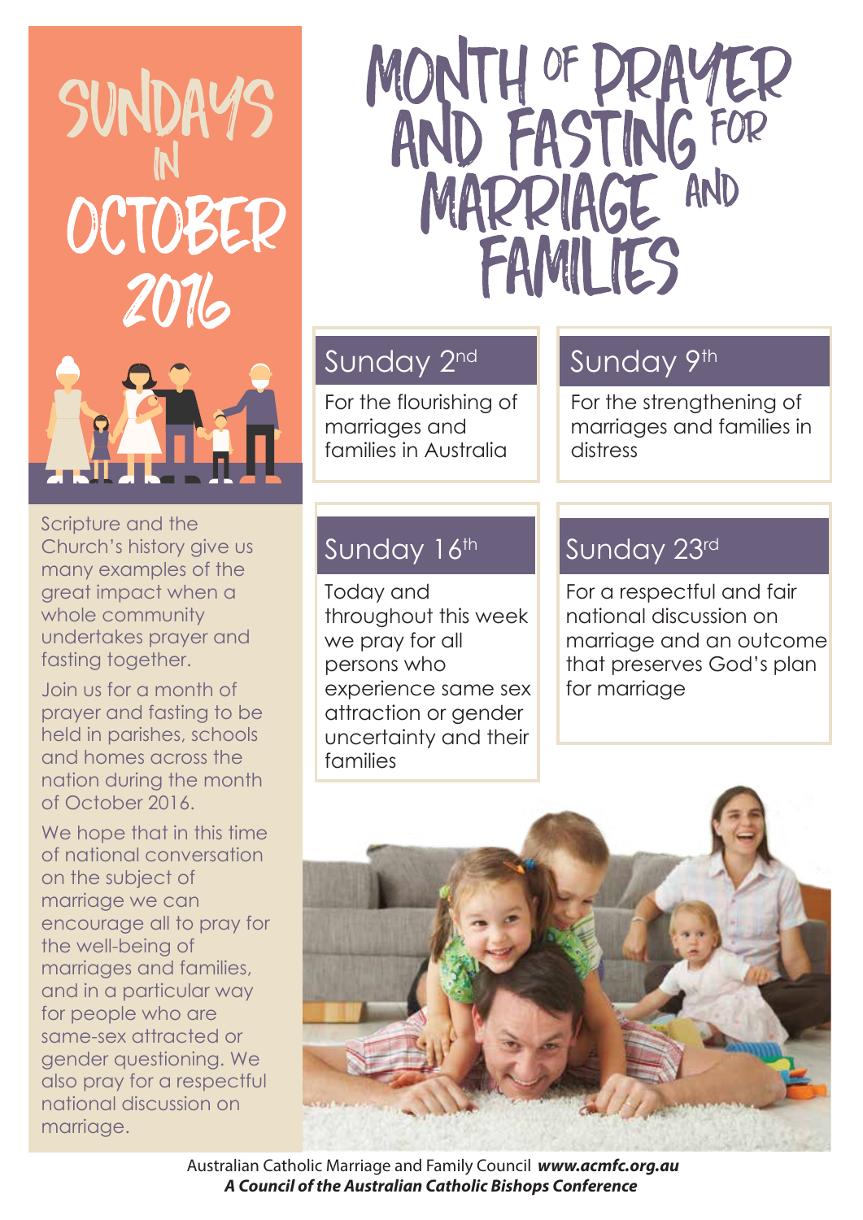# SUNDAYS IN OCTOBER 2016

# MONTH OF PRAYER AND FASTING FOR MARRIAGE AND FAMILIES

Scripture and the Church's history give us many examples of the great impact when a whole community undertakes prayer and fasting together.

Join us for a month of prayer and fasting to be held in parishes, schools and homes across the nation during the month of October 2016.

We hope that in this time of national conversation on the subject of marriage we can encourage all to pray for the well-being of marriages and families, and in a particular way for people who are same-sex attracted or gender questioning. We also pray for a respectful national discussion on marriage.

## Sunday 2nd

For the flourishing of marriages and families in Australia

## Sunday 9th

For the strengthening of marriages and families in distress

## Sunday 16th

Today and throughout this week we pray for all persons who experience same sex attraction or gender uncertainty and their families

## Sunday 23rd

For a respectful and fair national discussion on marriage and an outcome that preserves God's plan for marriage

Australian Catholic Marriage and Family Council ***www.acmfc.org.au***
***A Council of the Australian Catholic Bishops Conference***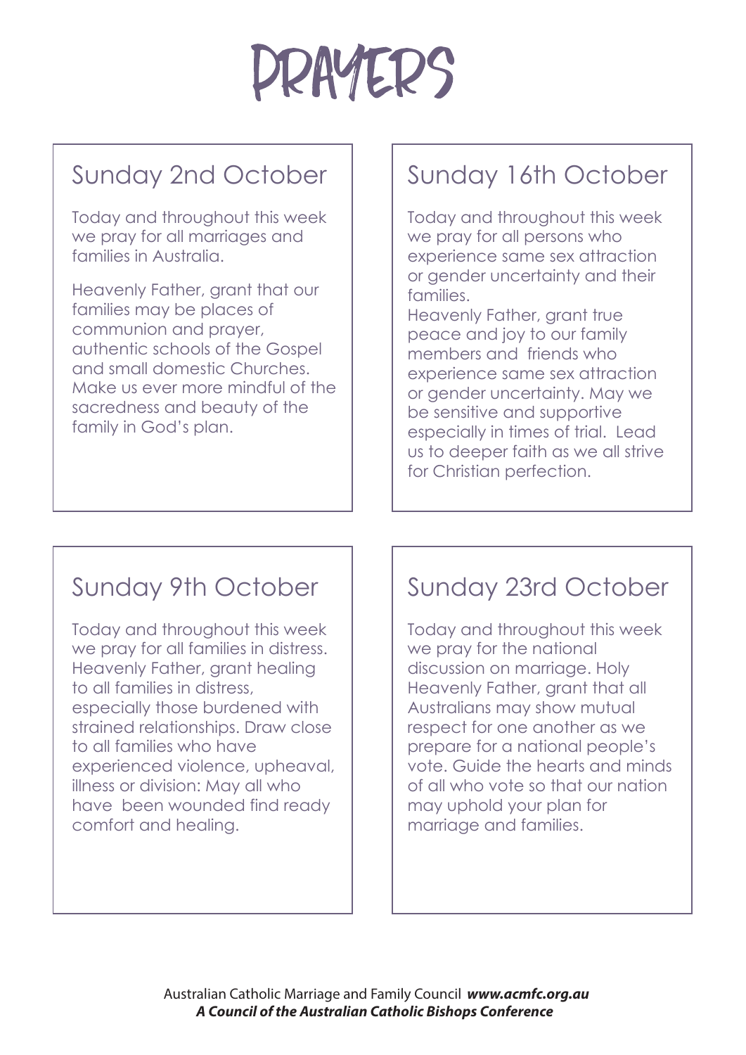# PRAYERS

## Sunday 2nd October

Today and throughout this week we pray for all marriages and families in Australia.

Heavenly Father, grant that our families may be places of communion and prayer, authentic schools of the Gospel and small domestic Churches. Make us ever more mindful of the sacredness and beauty of the family in God's plan.

## Sunday 9th October

Today and throughout this week we pray for all families in distress. Heavenly Father, grant healing to all families in distress, especially those burdened with strained relationships. Draw close to all families who have experienced violence, upheaval, illness or division: May all who have been wounded find ready comfort and healing.

## Sunday 16th October

Today and throughout this week we pray for all persons who experience same sex attraction or gender uncertainty and their families.
Heavenly Father, grant true peace and joy to our family members and friends who experience same sex attraction or gender uncertainty. May we be sensitive and supportive especially in times of trial. Lead us to deeper faith as we all strive for Christian perfection.

## Sunday 23rd October

Today and throughout this week we pray for the national discussion on marriage. Holy Heavenly Father, grant that all Australians may show mutual respect for one another as we prepare for a national people's vote. Guide the hearts and minds of all who vote so that our nation may uphold your plan for marriage and families.

Australian Catholic Marriage and Family Council ***www.acmfc.org.au***
***A Council of the Australian Catholic Bishops Conference***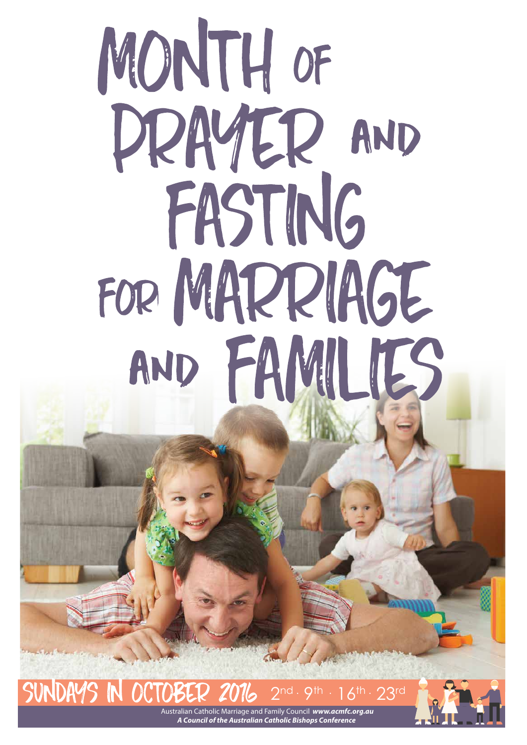# MONTH OF PRAYER AND FASTING FOR MARRIAGE AND FAMILIES

SUNDAYS IN OCTOBER 2016 2nd · 9th · 16th · 23rd

Australian Catholic Marriage and Family Council ***www.acmfc.org.au***

***A Council of the Australian Catholic Bishops Conference***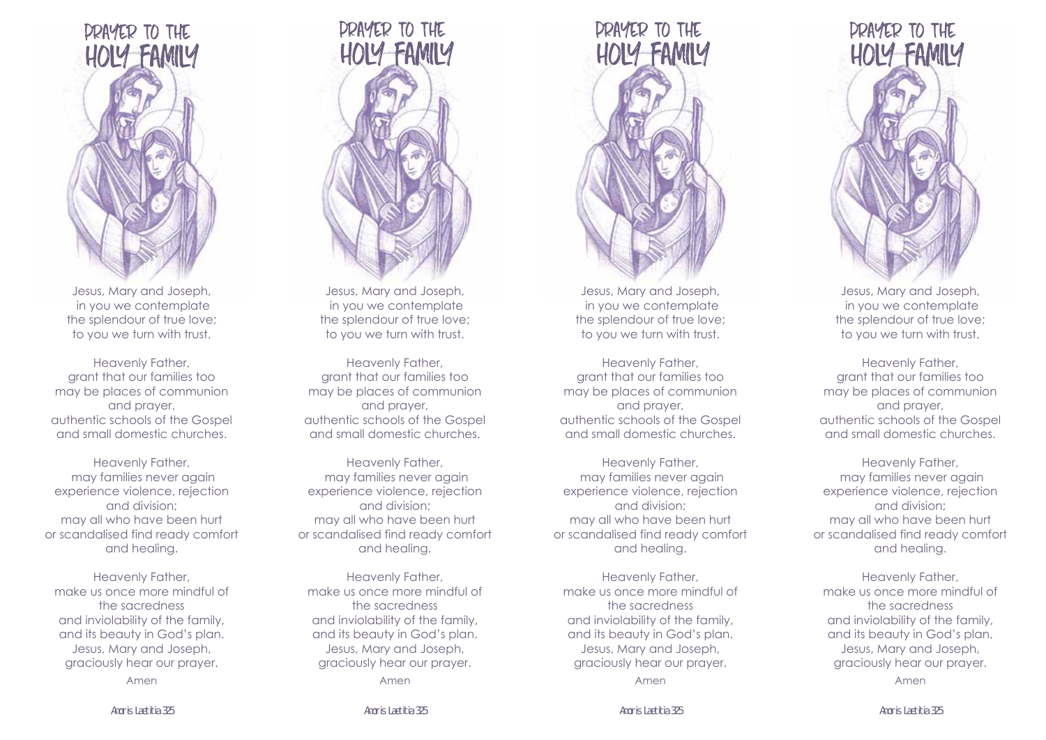# PRAYER TO THE HOLY FAMILY

Jesus, Mary and Joseph,
in you we contemplate
the splendour of true love;
to you we turn with trust.

Heavenly Father,
grant that our families too
may be places of communion
and prayer,
authentic schools of the Gospel
and small domestic churches.

Heavenly Father,
may families never again
experience violence, rejection
and division;
may all who have been hurt
or scandalised find ready comfort
and healing.

Heavenly Father,
make us once more mindful of
the sacredness
and inviolability of the family,
and its beauty in God's plan.
Jesus, Mary and Joseph,
graciously hear our prayer.

Amen

*Amoris Laetitia 325*

# PRAYER TO THE HOLY FAMILY

Jesus, Mary and Joseph,
in you we contemplate
the splendour of true love;
to you we turn with trust.

Heavenly Father,
grant that our families too
may be places of communion
and prayer,
authentic schools of the Gospel
and small domestic churches.

Heavenly Father,
may families never again
experience violence, rejection
and division;
may all who have been hurt
or scandalised find ready comfort
and healing.

Heavenly Father,
make us once more mindful of
the sacredness
and inviolability of the family,
and its beauty in God's plan.
Jesus, Mary and Joseph,
graciously hear our prayer.

Amen

*Amoris Laetitia 325*

# PRAYER TO THE HOLY FAMILY

Jesus, Mary and Joseph,
in you we contemplate
the splendour of true love;
to you we turn with trust.

Heavenly Father,
grant that our families too
may be places of communion
and prayer,
authentic schools of the Gospel
and small domestic churches.

Heavenly Father,
may families never again
experience violence, rejection
and division;
may all who have been hurt
or scandalised find ready comfort
and healing.

Heavenly Father,
make us once more mindful of
the sacredness
and inviolability of the family,
and its beauty in God's plan.
Jesus, Mary and Joseph,
graciously hear our prayer.

Amen

*Amoris Laetitia 325*

# PRAYER TO THE HOLY FAMILY

Jesus, Mary and Joseph,
in you we contemplate
the splendour of true love;
to you we turn with trust.

Heavenly Father,
grant that our families too
may be places of communion
and prayer,
authentic schools of the Gospel
and small domestic churches.

Heavenly Father,
may families never again
experience violence, rejection
and division;
may all who have been hurt
or scandalised find ready comfort
and healing.

Heavenly Father,
make us once more mindful of
the sacredness
and inviolability of the family,
and its beauty in God's plan.
Jesus, Mary and Joseph,
graciously hear our prayer.

Amen

*Amoris Laetitia 325*